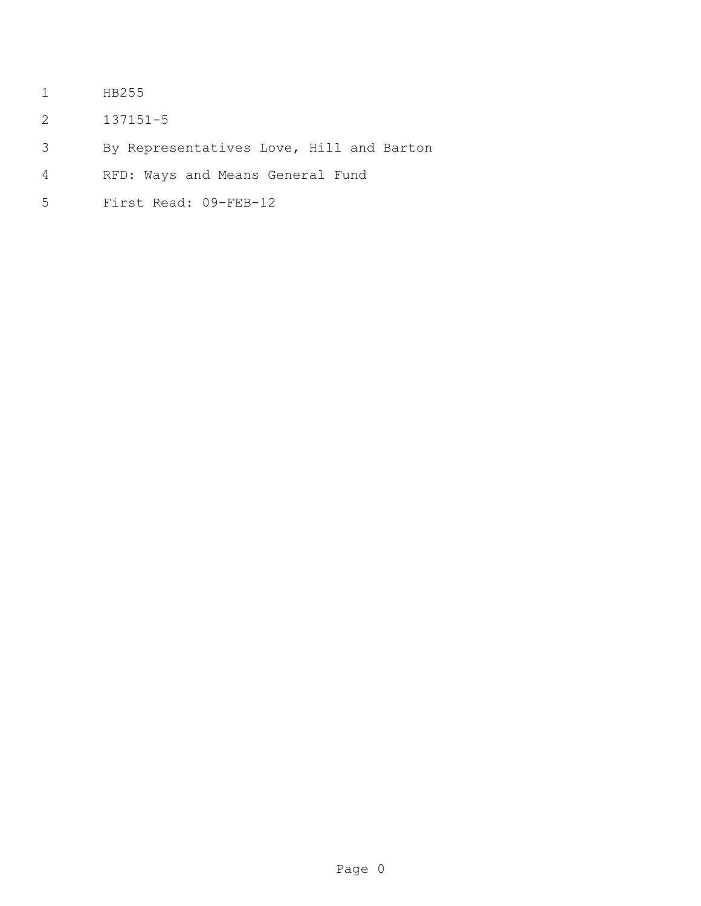HB255

137151-5

By Representatives Love, Hill and Barton

RFD: Ways and Means General Fund

First Read: 09-FEB-12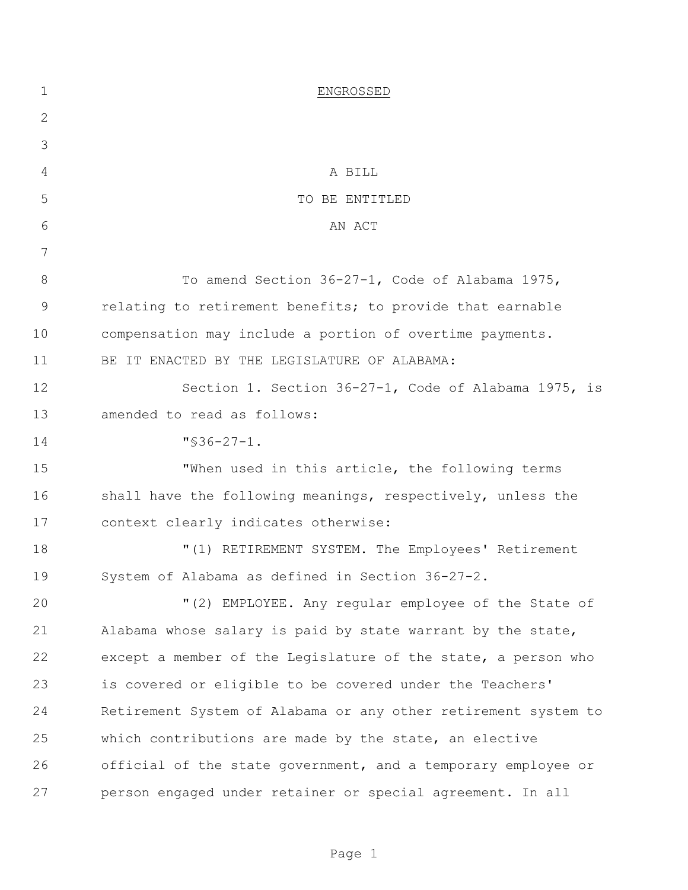ENGROSSED

A BILL
TO BE ENTITLED
AN ACT

To amend Section 36-27-1, Code of Alabama 1975, relating to retirement benefits; to provide that earnable compensation may include a portion of overtime payments.

BE IT ENACTED BY THE LEGISLATURE OF ALABAMA:

Section 1. Section 36-27-1, Code of Alabama 1975, is amended to read as follows:

"§36-27-1.

"When used in this article, the following terms shall have the following meanings, respectively, unless the context clearly indicates otherwise:

"(1) RETIREMENT SYSTEM. The Employees' Retirement System of Alabama as defined in Section 36-27-2.

"(2) EMPLOYEE. Any regular employee of the State of Alabama whose salary is paid by state warrant by the state, except a member of the Legislature of the state, a person who is covered or eligible to be covered under the Teachers' Retirement System of Alabama or any other retirement system to which contributions are made by the state, an elective official of the state government, and a temporary employee or person engaged under retainer or special agreement. In all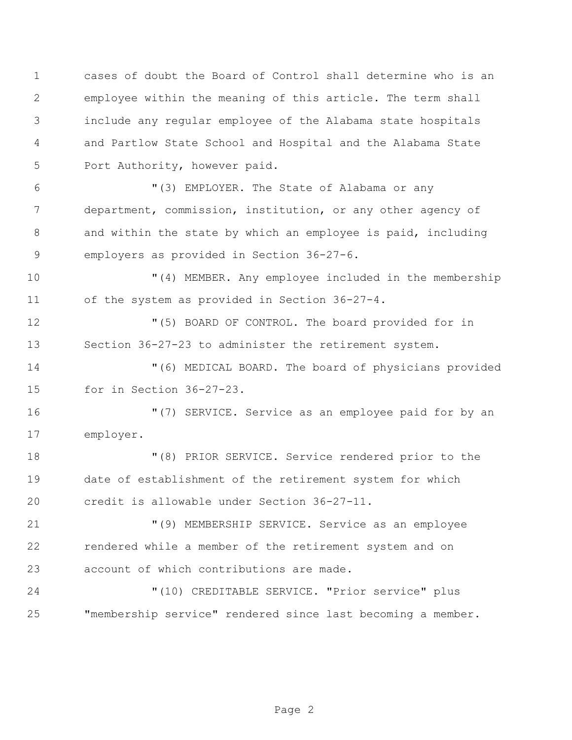cases of doubt the Board of Control shall determine who is an employee within the meaning of this article. The term shall include any regular employee of the Alabama state hospitals and Partlow State School and Hospital and the Alabama State Port Authority, however paid.

"(3) EMPLOYER. The State of Alabama or any department, commission, institution, or any other agency of and within the state by which an employee is paid, including employers as provided in Section 36-27-6.

"(4) MEMBER. Any employee included in the membership of the system as provided in Section 36-27-4.

"(5) BOARD OF CONTROL. The board provided for in Section 36-27-23 to administer the retirement system.

"(6) MEDICAL BOARD. The board of physicians provided for in Section 36-27-23.

"(7) SERVICE. Service as an employee paid for by an employer.

"(8) PRIOR SERVICE. Service rendered prior to the date of establishment of the retirement system for which credit is allowable under Section 36-27-11.

"(9) MEMBERSHIP SERVICE. Service as an employee rendered while a member of the retirement system and on account of which contributions are made.

"(10) CREDITABLE SERVICE. "Prior service" plus "membership service" rendered since last becoming a member.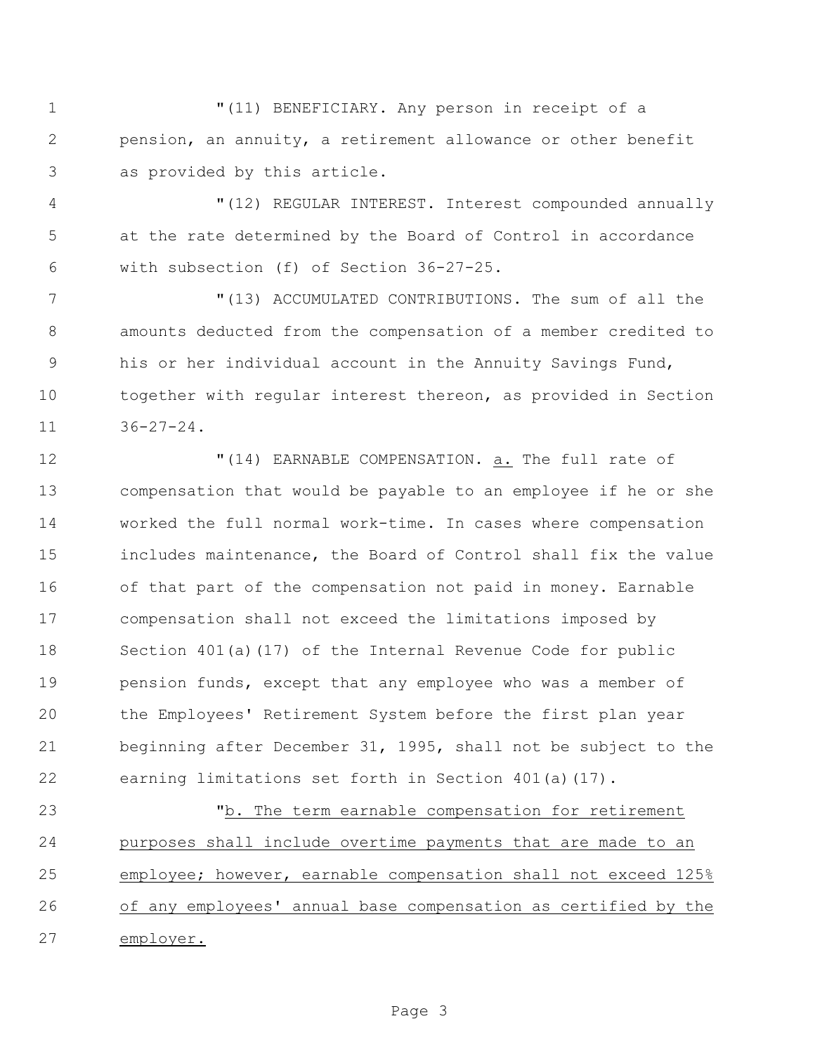"(11) BENEFICIARY. Any person in receipt of a pension, an annuity, a retirement allowance or other benefit as provided by this article.

"(12) REGULAR INTEREST. Interest compounded annually at the rate determined by the Board of Control in accordance with subsection (f) of Section 36-27-25.

"(13) ACCUMULATED CONTRIBUTIONS. The sum of all the amounts deducted from the compensation of a member credited to his or her individual account in the Annuity Savings Fund, together with regular interest thereon, as provided in Section 36-27-24.

"(14) EARNABLE COMPENSATION. <u>a.</u> The full rate of compensation that would be payable to an employee if he or she worked the full normal work-time. In cases where compensation includes maintenance, the Board of Control shall fix the value of that part of the compensation not paid in money. Earnable compensation shall not exceed the limitations imposed by Section 401(a)(17) of the Internal Revenue Code for public pension funds, except that any employee who was a member of the Employees' Retirement System before the first plan year beginning after December 31, 1995, shall not be subject to the earning limitations set forth in Section 401(a)(17).

"<u>b. The term earnable compensation for retirement purposes shall include overtime payments that are made to an employee; however, earnable compensation shall not exceed 125% of any employees' annual base compensation as certified by the employer.</u>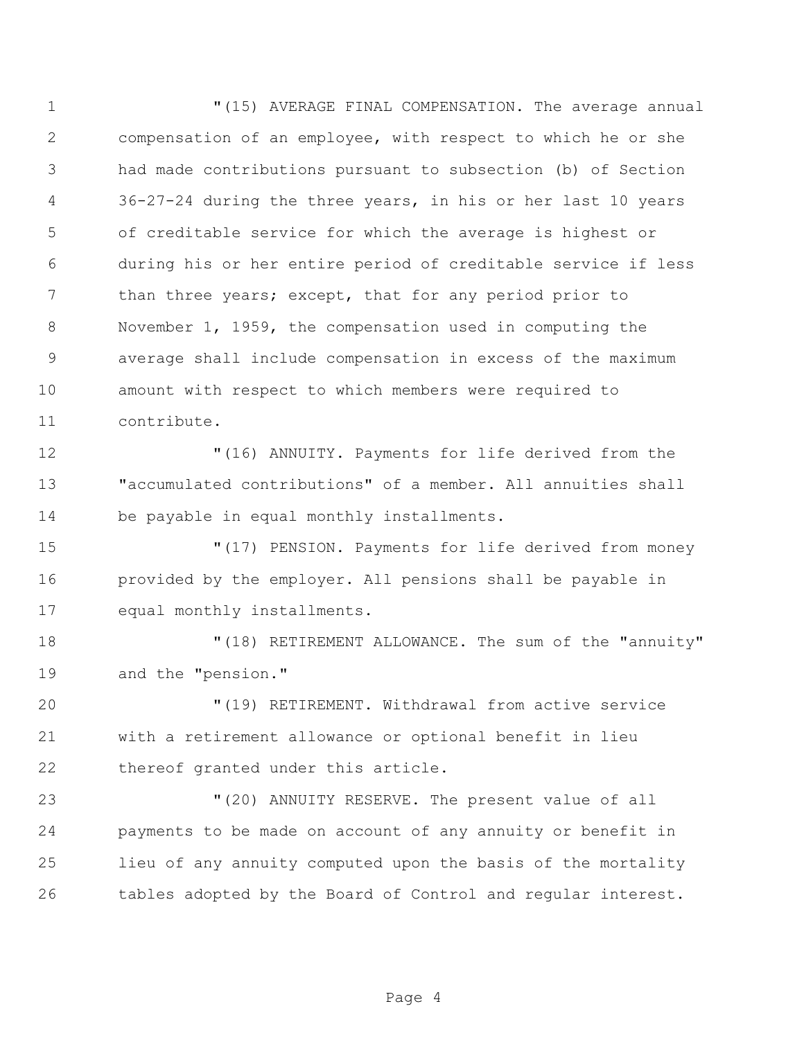"(15) AVERAGE FINAL COMPENSATION. The average annual compensation of an employee, with respect to which he or she had made contributions pursuant to subsection (b) of Section 36-27-24 during the three years, in his or her last 10 years of creditable service for which the average is highest or during his or her entire period of creditable service if less than three years; except, that for any period prior to November 1, 1959, the compensation used in computing the average shall include compensation in excess of the maximum amount with respect to which members were required to contribute.

"(16) ANNUITY. Payments for life derived from the "accumulated contributions" of a member. All annuities shall be payable in equal monthly installments.

"(17) PENSION. Payments for life derived from money provided by the employer. All pensions shall be payable in equal monthly installments.

"(18) RETIREMENT ALLOWANCE. The sum of the "annuity" and the "pension."

"(19) RETIREMENT. Withdrawal from active service with a retirement allowance or optional benefit in lieu thereof granted under this article.

"(20) ANNUITY RESERVE. The present value of all payments to be made on account of any annuity or benefit in lieu of any annuity computed upon the basis of the mortality tables adopted by the Board of Control and regular interest.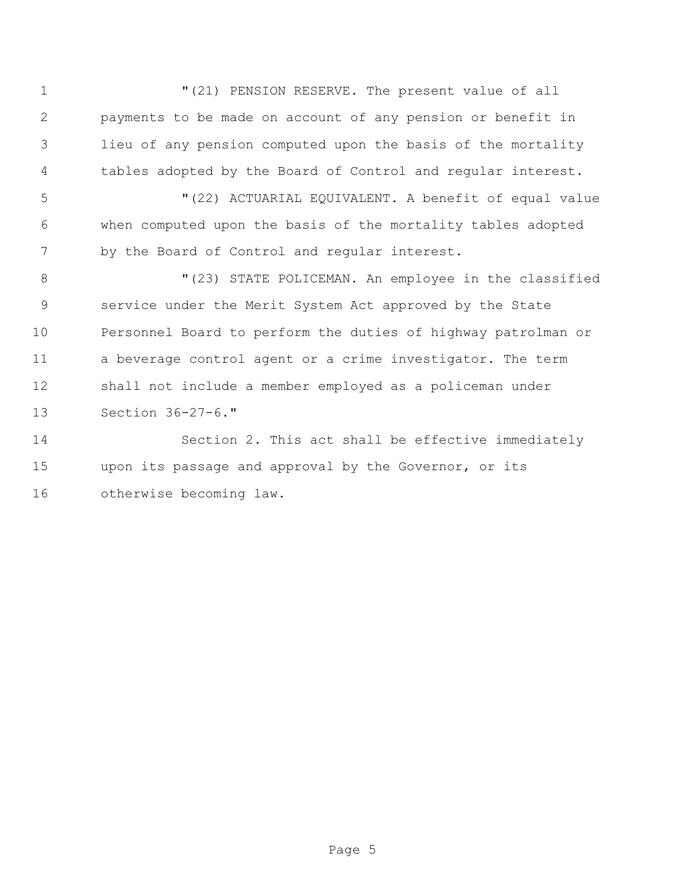"(21) PENSION RESERVE. The present value of all payments to be made on account of any pension or benefit in lieu of any pension computed upon the basis of the mortality tables adopted by the Board of Control and regular interest.

"(22) ACTUARIAL EQUIVALENT. A benefit of equal value when computed upon the basis of the mortality tables adopted by the Board of Control and regular interest.

"(23) STATE POLICEMAN. An employee in the classified service under the Merit System Act approved by the State Personnel Board to perform the duties of highway patrolman or a beverage control agent or a crime investigator. The term shall not include a member employed as a policeman under Section 36-27-6."

Section 2. This act shall be effective immediately upon its passage and approval by the Governor, or its otherwise becoming law.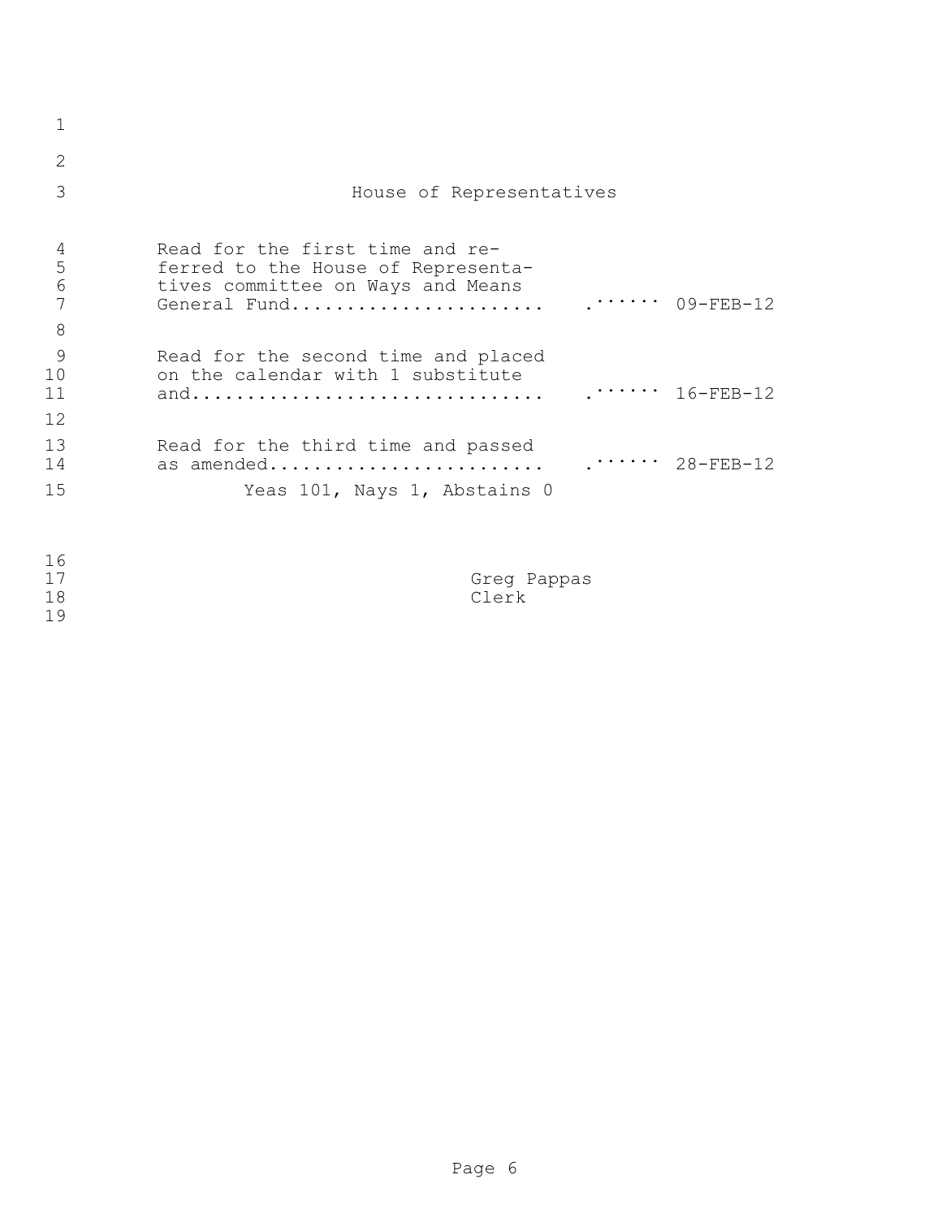House of Representatives

Read for the first time and referred to the House of Representatives committee on Ways and Means General Fund...................... 09-FEB-12

Read for the second time and placed on the calendar with 1 substitute and............................... 16-FEB-12

Read for the third time and passed as amended........................ 28-FEB-12

Yeas 101, Nays 1, Abstains 0

Greg Pappas
Clerk